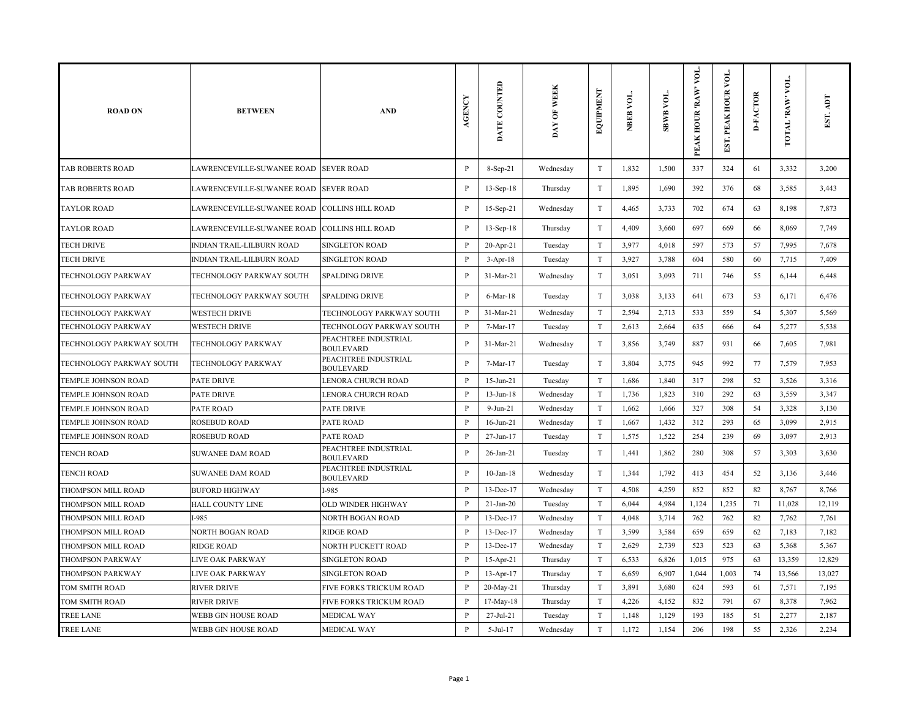| ROAD ON | BETWEEN | AND | AGENCY | DATE COUNTED | DAY OF WEEK | EQUIPMENT | NBEB VOL. | SBWB VOL. | PEAK HOUR 'RAW' VOL. | EST. PEAK HOUR VOL. | D-FACTOR | TOTAL 'RAW' VOL. | EST. ADT |
|---|---|---|---|---|---|---|---|---|---|---|---|---|---|
| TAB ROBERTS ROAD | LAWRENCEVILLE-SUWANEE ROAD | SEVER ROAD | P | 8-Sep-21 | Wednesday | T | 1,832 | 1,500 | 337 | 324 | 61 | 3,332 | 3,200 |
| TAB ROBERTS ROAD | LAWRENCEVILLE-SUWANEE ROAD | SEVER ROAD | P | 13-Sep-18 | Thursday | T | 1,895 | 1,690 | 392 | 376 | 68 | 3,585 | 3,443 |
| TAYLOR ROAD | LAWRENCEVILLE-SUWANEE ROAD | COLLINS HILL ROAD | P | 15-Sep-21 | Wednesday | T | 4,465 | 3,733 | 702 | 674 | 63 | 8,198 | 7,873 |
| TAYLOR ROAD | LAWRENCEVILLE-SUWANEE ROAD | COLLINS HILL ROAD | P | 13-Sep-18 | Thursday | T | 4,409 | 3,660 | 697 | 669 | 66 | 8,069 | 7,749 |
| TECH DRIVE | INDIAN TRAIL-LILBURN ROAD | SINGLETON ROAD | P | 20-Apr-21 | Tuesday | T | 3,977 | 4,018 | 597 | 573 | 57 | 7,995 | 7,678 |
| TECH DRIVE | INDIAN TRAIL-LILBURN ROAD | SINGLETON ROAD | P | 3-Apr-18 | Tuesday | T | 3,927 | 3,788 | 604 | 580 | 60 | 7,715 | 7,409 |
| TECHNOLOGY PARKWAY | TECHNOLOGY PARKWAY SOUTH | SPALDING DRIVE | P | 31-Mar-21 | Wednesday | T | 3,051 | 3,093 | 711 | 746 | 55 | 6,144 | 6,448 |
| TECHNOLOGY PARKWAY | TECHNOLOGY PARKWAY SOUTH | SPALDING DRIVE | P | 6-Mar-18 | Tuesday | T | 3,038 | 3,133 | 641 | 673 | 53 | 6,171 | 6,476 |
| TECHNOLOGY PARKWAY | WESTECH DRIVE | TECHNOLOGY PARKWAY SOUTH | P | 31-Mar-21 | Wednesday | T | 2,594 | 2,713 | 533 | 559 | 54 | 5,307 | 5,569 |
| TECHNOLOGY PARKWAY | WESTECH DRIVE | TECHNOLOGY PARKWAY SOUTH | P | 7-Mar-17 | Tuesday | T | 2,613 | 2,664 | 635 | 666 | 64 | 5,277 | 5,538 |
| TECHNOLOGY PARKWAY SOUTH | TECHNOLOGY PARKWAY | PEACHTREE INDUSTRIAL BOULEVARD | P | 31-Mar-21 | Wednesday | T | 3,856 | 3,749 | 887 | 931 | 66 | 7,605 | 7,981 |
| TECHNOLOGY PARKWAY SOUTH | TECHNOLOGY PARKWAY | PEACHTREE INDUSTRIAL BOULEVARD | P | 7-Mar-17 | Tuesday | T | 3,804 | 3,775 | 945 | 992 | 77 | 7,579 | 7,953 |
| TEMPLE JOHNSON ROAD | PATE DRIVE | LENORA CHURCH ROAD | P | 15-Jun-21 | Tuesday | T | 1,686 | 1,840 | 317 | 298 | 52 | 3,526 | 3,316 |
| TEMPLE JOHNSON ROAD | PATE DRIVE | LENORA CHURCH ROAD | P | 13-Jun-18 | Wednesday | T | 1,736 | 1,823 | 310 | 292 | 63 | 3,559 | 3,347 |
| TEMPLE JOHNSON ROAD | PATE ROAD | PATE DRIVE | P | 9-Jun-21 | Wednesday | T | 1,662 | 1,666 | 327 | 308 | 54 | 3,328 | 3,130 |
| TEMPLE JOHNSON ROAD | ROSEBUD ROAD | PATE ROAD | P | 16-Jun-21 | Wednesday | T | 1,667 | 1,432 | 312 | 293 | 65 | 3,099 | 2,915 |
| TEMPLE JOHNSON ROAD | ROSEBUD ROAD | PATE ROAD | P | 27-Jun-17 | Tuesday | T | 1,575 | 1,522 | 254 | 239 | 69 | 3,097 | 2,913 |
| TENCH ROAD | SUWANEE DAM ROAD | PEACHTREE INDUSTRIAL BOULEVARD | P | 26-Jan-21 | Tuesday | T | 1,441 | 1,862 | 280 | 308 | 57 | 3,303 | 3,630 |
| TENCH ROAD | SUWANEE DAM ROAD | PEACHTREE INDUSTRIAL BOULEVARD | P | 10-Jan-18 | Wednesday | T | 1,344 | 1,792 | 413 | 454 | 52 | 3,136 | 3,446 |
| THOMPSON MILL ROAD | BUFORD HIGHWAY | I-985 | P | 13-Dec-17 | Wednesday | T | 4,508 | 4,259 | 852 | 852 | 82 | 8,767 | 8,766 |
| THOMPSON MILL ROAD | HALL COUNTY LINE | OLD WINDER HIGHWAY | P | 21-Jan-20 | Tuesday | T | 6,044 | 4,984 | 1,124 | 1,235 | 71 | 11,028 | 12,119 |
| THOMPSON MILL ROAD | I-985 | NORTH BOGAN ROAD | P | 13-Dec-17 | Wednesday | T | 4,048 | 3,714 | 762 | 762 | 82 | 7,762 | 7,761 |
| THOMPSON MILL ROAD | NORTH BOGAN ROAD | RIDGE ROAD | P | 13-Dec-17 | Wednesday | T | 3,599 | 3,584 | 659 | 659 | 62 | 7,183 | 7,182 |
| THOMPSON MILL ROAD | RIDGE ROAD | NORTH PUCKETT ROAD | P | 13-Dec-17 | Wednesday | T | 2,629 | 2,739 | 523 | 523 | 63 | 5,368 | 5,367 |
| THOMPSON PARKWAY | LIVE OAK PARKWAY | SINGLETON ROAD | P | 15-Apr-21 | Thursday | T | 6,533 | 6,826 | 1,015 | 975 | 63 | 13,359 | 12,829 |
| THOMPSON PARKWAY | LIVE OAK PARKWAY | SINGLETON ROAD | P | 13-Apr-17 | Thursday | T | 6,659 | 6,907 | 1,044 | 1,003 | 74 | 13,566 | 13,027 |
| TOM SMITH ROAD | RIVER DRIVE | FIVE FORKS TRICKUM ROAD | P | 20-May-21 | Thursday | T | 3,891 | 3,680 | 624 | 593 | 61 | 7,571 | 7,195 |
| TOM SMITH ROAD | RIVER DRIVE | FIVE FORKS TRICKUM ROAD | P | 17-May-18 | Thursday | T | 4,226 | 4,152 | 832 | 791 | 67 | 8,378 | 7,962 |
| TREE LANE | WEBB GIN HOUSE ROAD | MEDICAL WAY | P | 27-Jul-21 | Tuesday | T | 1,148 | 1,129 | 193 | 185 | 51 | 2,277 | 2,187 |
| TREE LANE | WEBB GIN HOUSE ROAD | MEDICAL WAY | P | 5-Jul-17 | Wednesday | T | 1,172 | 1,154 | 206 | 198 | 55 | 2,326 | 2,234 |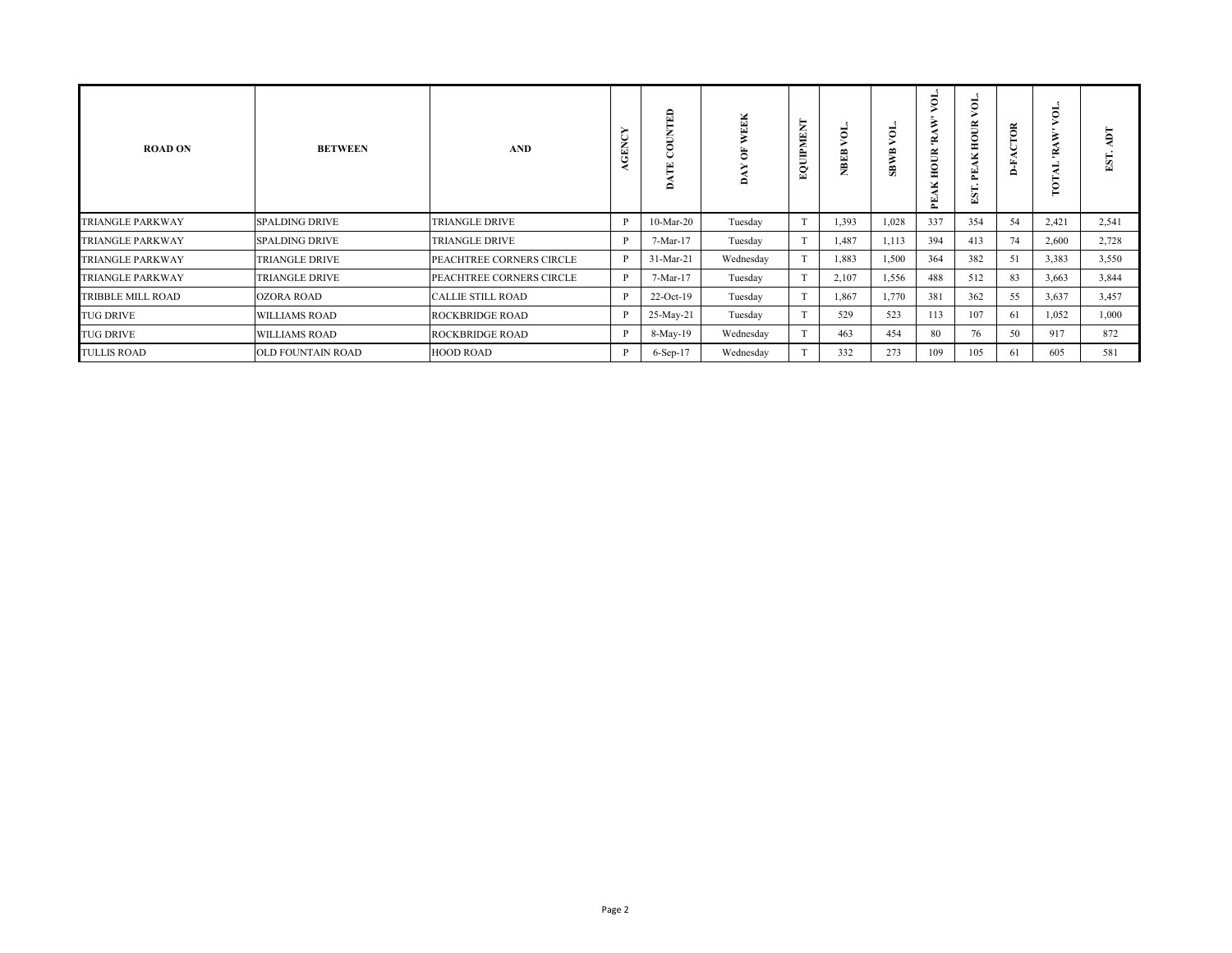| ROAD ON | BETWEEN | AND | AGENCY | DATE COUNTED | DAY OF WEEK | EQUIPMENT | NBEB VOL. | SBWB VOL. | PEAK HOUR 'RAW' VOL. | EST. PEAK HOUR VOL. | D-FACTOR | TOTAL 'RAW' VOL. | EST. ADT |
|---|---|---|---|---|---|---|---|---|---|---|---|---|---|
| TRIANGLE PARKWAY | SPALDING DRIVE | TRIANGLE DRIVE | P | 10-Mar-20 | Tuesday | T | 1,393 | 1,028 | 337 | 354 | 54 | 2,421 | 2,541 |
| TRIANGLE PARKWAY | SPALDING DRIVE | TRIANGLE DRIVE | P | 7-Mar-17 | Tuesday | T | 1,487 | 1,113 | 394 | 413 | 74 | 2,600 | 2,728 |
| TRIANGLE PARKWAY | TRIANGLE DRIVE | PEACHTREE CORNERS CIRCLE | P | 31-Mar-21 | Wednesday | T | 1,883 | 1,500 | 364 | 382 | 51 | 3,383 | 3,550 |
| TRIANGLE PARKWAY | TRIANGLE DRIVE | PEACHTREE CORNERS CIRCLE | P | 7-Mar-17 | Tuesday | T | 2,107 | 1,556 | 488 | 512 | 83 | 3,663 | 3,844 |
| TRIBBLE MILL ROAD | OZORA ROAD | CALLIE STILL ROAD | P | 22-Oct-19 | Tuesday | T | 1,867 | 1,770 | 381 | 362 | 55 | 3,637 | 3,457 |
| TUG DRIVE | WILLIAMS ROAD | ROCKBRIDGE ROAD | P | 25-May-21 | Tuesday | T | 529 | 523 | 113 | 107 | 61 | 1,052 | 1,000 |
| TUG DRIVE | WILLIAMS ROAD | ROCKBRIDGE ROAD | P | 8-May-19 | Wednesday | T | 463 | 454 | 80 | 76 | 50 | 917 | 872 |
| TULLIS ROAD | OLD FOUNTAIN ROAD | HOOD ROAD | P | 6-Sep-17 | Wednesday | T | 332 | 273 | 109 | 105 | 61 | 605 | 581 |